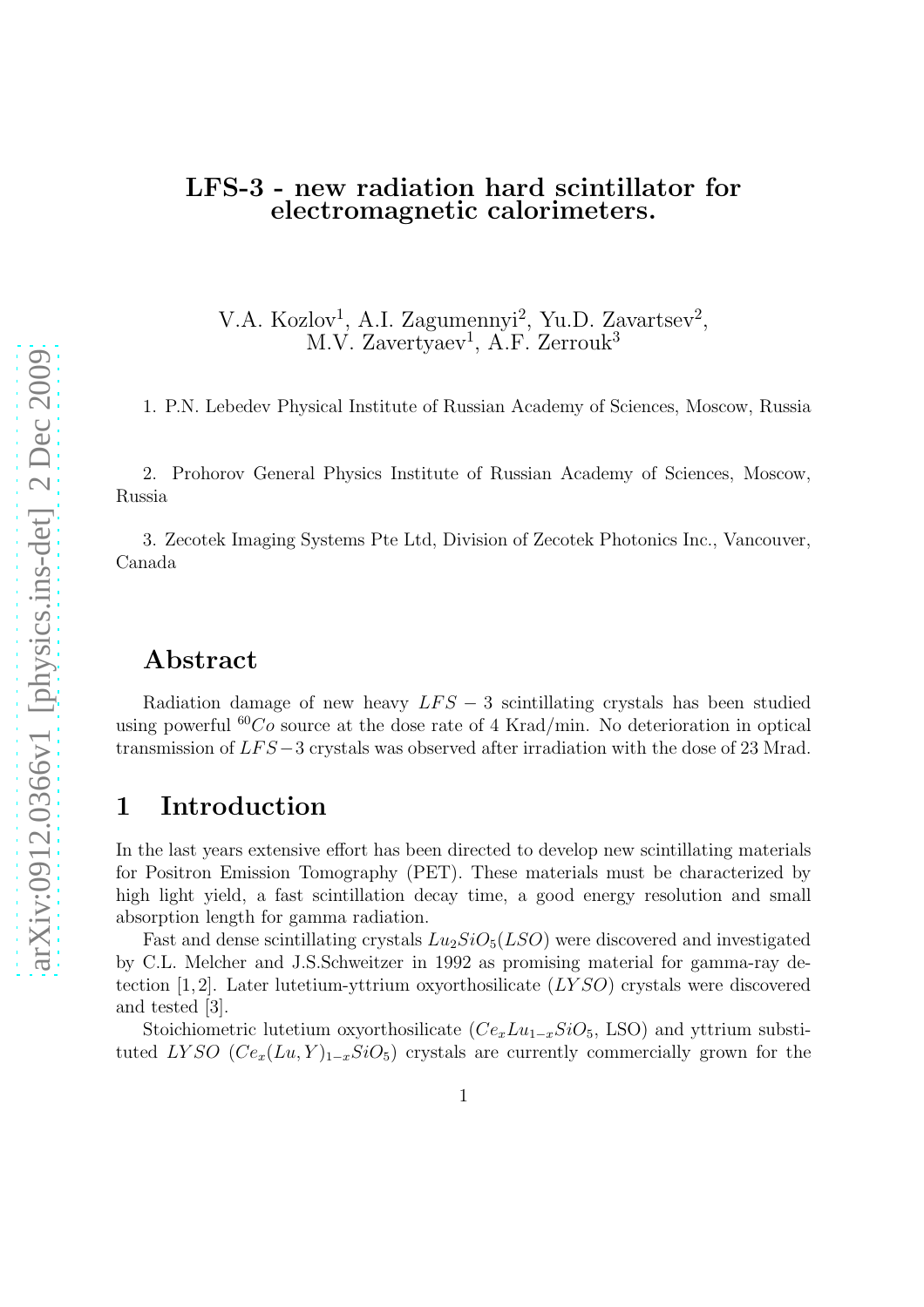# LFS-3 - new radiation hard scintillator for electromagnetic calorimeters.

V.A. Kozlov[1], A.I. Zagumennyi[2], Yu.D. Zavartsev[2], M.V. Zavertyaev[1], A.F. Zerrouk[3]

1. P.N. Lebedev Physical Institute of Russian Academy of Sciences, Moscow, Russia

2. Prohorov General Physics Institute of Russian Academy of Sciences, Moscow, Russia

3. Zecotek Imaging Systems Pte Ltd, Division of Zecotek Photonics Inc., Vancouver, Canada

## Abstract

Radiation damage of new heavy $LFS-3$ scintillating crystals has been studied using powerful $^{60}Co$ source at the dose rate of 4 Krad/min. No deterioration in optical transmission of $LFS-3$ crystals was observed after irradiation with the dose of 23 Mrad.

## 1 Introduction

In the last years extensive effort has been directed to develop new scintillating materials for Positron Emission Tomography (PET). These materials must be characterized by high light yield, a fast scintillation decay time, a good energy resolution and small absorption length for gamma radiation.

Fast and dense scintillating crystals $Lu_2SiO_5(LSO)$ were discovered and investigated by C.L. Melcher and J.S.Schweitzer in 1992 as promising material for gamma-ray detection [1,2]. Later lutetium-yttrium oxyorthosilicate ($LYSO$) crystals were discovered and tested [3].

Stoichiometric lutetium oxyorthosilicate ($Ce_xLu_{1-x}SiO_5$, LSO) and yttrium substituted $LYSO$ ($Ce_x(Lu,Y)_{1-x}SiO_5$) crystals are currently commercially grown for the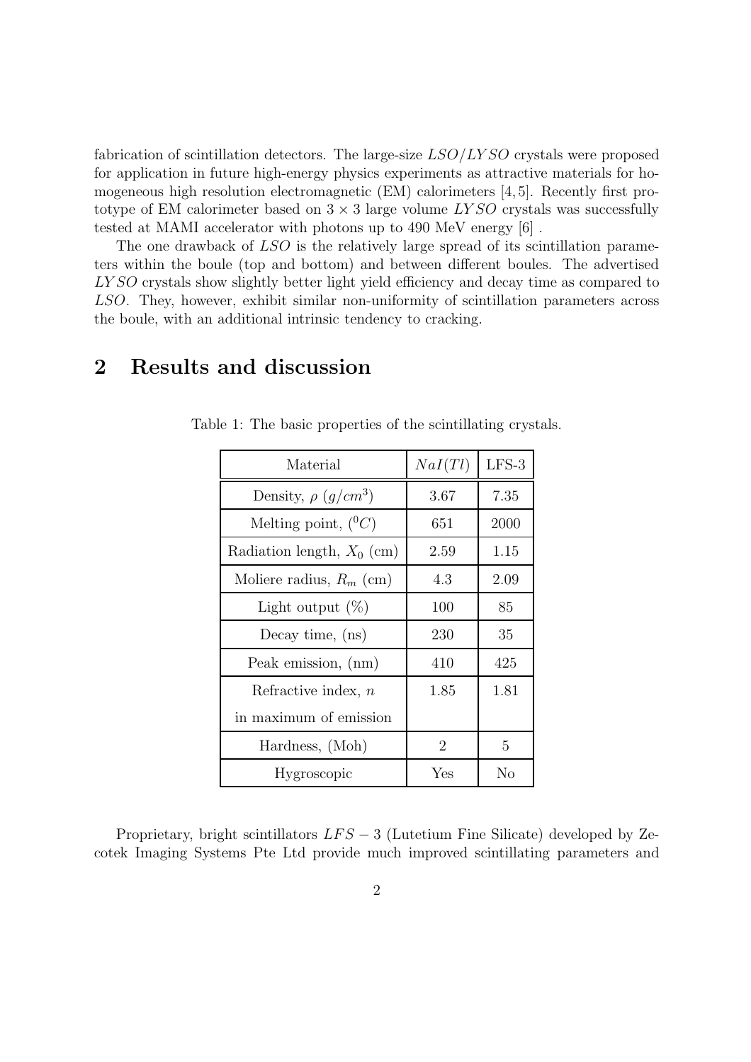fabrication of scintillation detectors. The large-size $LSO/LYSO$ crystals were proposed for application in future high-energy physics experiments as attractive materials for homogeneous high resolution electromagnetic (EM) calorimeters [4, 5]. Recently first prototype of EM calorimeter based on $3 \times 3$ large volume $LYSO$ crystals was successfully tested at MAMI accelerator with photons up to 490 MeV energy [6] .

The one drawback of $LSO$ is the relatively large spread of its scintillation parameters within the boule (top and bottom) and between different boules. The advertised $LYSO$ crystals show slightly better light yield efficiency and decay time as compared to $LSO$. They, however, exhibit similar non-uniformity of scintillation parameters across the boule, with an additional intrinsic tendency to cracking.

# 2 Results and discussion

Table 1: The basic properties of the scintillating crystals.

| Material | $NaI(Tl)$ | LFS-3 |
|---|---|---|
| Density, $\rho$ ($g/cm^3$) | 3.67 | 7.35 |
| Melting point, ($^0C$) | 651 | 2000 |
| Radiation length, $X_0$ (cm) | 2.59 | 1.15 |
| Moliere radius, $R_m$ (cm) | 4.3 | 2.09 |
| Light output (%) | 100 | 85 |
| Decay time, (ns) | 230 | 35 |
| Peak emission, (nm) | 410 | 425 |
| Refractive index, $n$ in maximum of emission | 1.85 | 1.81 |
| Hardness, (Moh) | 2 | 5 |
| Hygroscopic | Yes | No |

Proprietary, bright scintillators $LFS-3$ (Lutetium Fine Silicate) developed by Zecotek Imaging Systems Pte Ltd provide much improved scintillating parameters and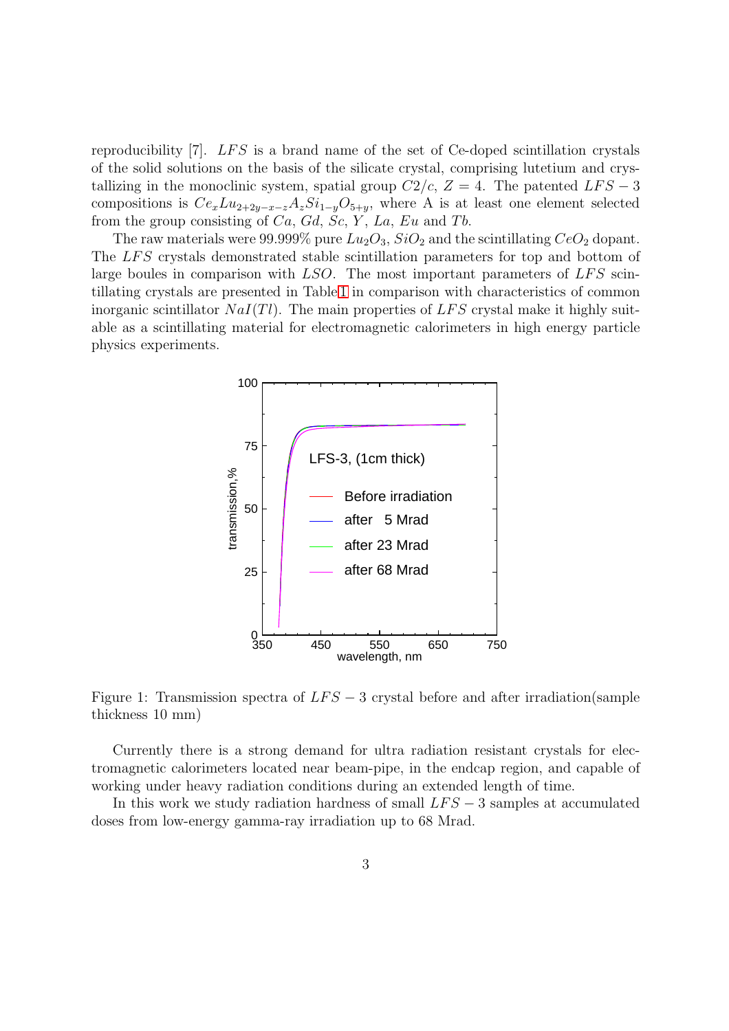reproducibility [7]. $LFS$ is a brand name of the set of Ce-doped scintillation crystals of the solid solutions on the basis of the silicate crystal, comprising lutetium and crystallizing in the monoclinic system, spatial group $C2/c$, $Z = 4$. The patented $LFS-3$ compositions is $Ce_xLu_{2+2y-x-z}A_zSi_{1-y}O_{5+y}$, where A is at least one element selected from the group consisting of $Ca$, $Gd$, $Sc$, $Y$, $La$, $Eu$ and $Tb$.

The raw materials were 99.999% pure $Lu_2O_3$, $SiO_2$ and the scintillating $CeO_2$ dopant. The $LFS$ crystals demonstrated stable scintillation parameters for top and bottom of large boules in comparison with $LSO$. The most important parameters of $LFS$ scintillating crystals are presented in Table 1 in comparison with characteristics of common inorganic scintillator $NaI(Tl)$. The main properties of $LFS$ crystal make it highly suitable as a scintillating material for electromagnetic calorimeters in high energy particle physics experiments.

Figure 1: Transmission spectra of $LFS-3$ crystal before and after irradiation(sample thickness 10 mm)

Currently there is a strong demand for ultra radiation resistant crystals for electromagnetic calorimeters located near beam-pipe, in the endcap region, and capable of working under heavy radiation conditions during an extended length of time.

In this work we study radiation hardness of small $LFS-3$ samples at accumulated doses from low-energy gamma-ray irradiation up to 68 Mrad.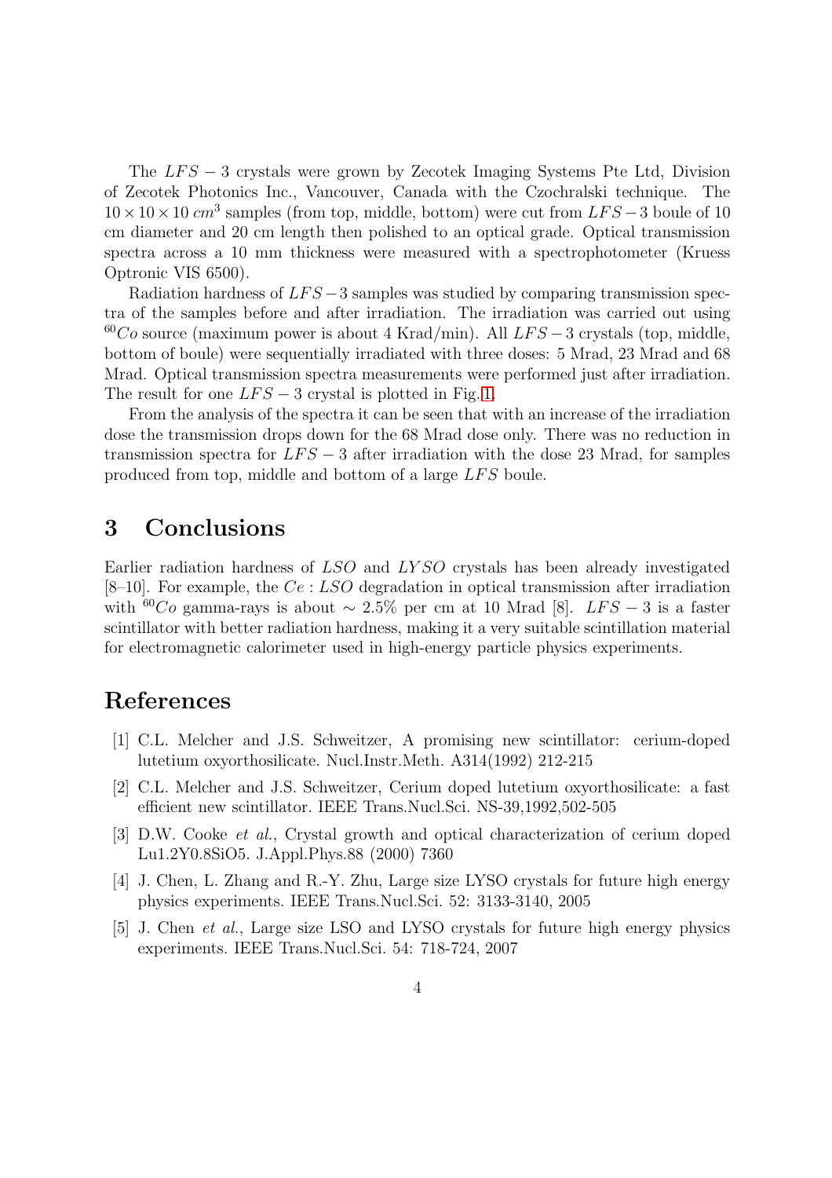The $LFS-3$ crystals were grown by Zecotek Imaging Systems Pte Ltd, Division of Zecotek Photonics Inc., Vancouver, Canada with the Czochralski technique. The $10 \times 10 \times 10\ cm^3$ samples (from top, middle, bottom) were cut from $LFS-3$ boule of 10 cm diameter and 20 cm length then polished to an optical grade. Optical transmission spectra across a 10 mm thickness were measured with a spectrophotometer (Kruess Optronic VIS 6500).

Radiation hardness of $LFS-3$ samples was studied by comparing transmission spectra of the samples before and after irradiation. The irradiation was carried out using $^{60}Co$ source (maximum power is about 4 Krad/min). All $LFS-3$ crystals (top, middle, bottom of boule) were sequentially irradiated with three doses: 5 Mrad, 23 Mrad and 68 Mrad. Optical transmission spectra measurements were performed just after irradiation. The result for one $LFS-3$ crystal is plotted in Fig. 1.

From the analysis of the spectra it can be seen that with an increase of the irradiation dose the transmission drops down for the 68 Mrad dose only. There was no reduction in transmission spectra for $LFS-3$ after irradiation with the dose 23 Mrad, for samples produced from top, middle and bottom of a large $LFS$ boule.

## 3 Conclusions

Earlier radiation hardness of $LSO$ and $LYSO$ crystals has been already investigated [8–10]. For example, the $Ce:LSO$ degradation in optical transmission after irradiation with $^{60}Co$ gamma-rays is about $\sim 2.5\%$ per cm at 10 Mrad [8]. $LFS-3$ is a faster scintillator with better radiation hardness, making it a very suitable scintillation material for electromagnetic calorimeter used in high-energy particle physics experiments.

## References

[1] C.L. Melcher and J.S. Schweitzer, A promising new scintillator: cerium-doped lutetium oxyorthosilicate. Nucl.Instr.Meth. A314(1992) 212-215

[2] C.L. Melcher and J.S. Schweitzer, Cerium doped lutetium oxyorthosilicate: a fast efficient new scintillator. IEEE Trans.Nucl.Sci. NS-39,1992,502-505

[3] D.W. Cooke *et al.*, Crystal growth and optical characterization of cerium doped Lu1.2Y0.8SiO5. J.Appl.Phys.88 (2000) 7360

[4] J. Chen, L. Zhang and R.-Y. Zhu, Large size LYSO crystals for future high energy physics experiments. IEEE Trans.Nucl.Sci. 52: 3133-3140, 2005

[5] J. Chen *et al.*, Large size LSO and LYSO crystals for future high energy physics experiments. IEEE Trans.Nucl.Sci. 54: 718-724, 2007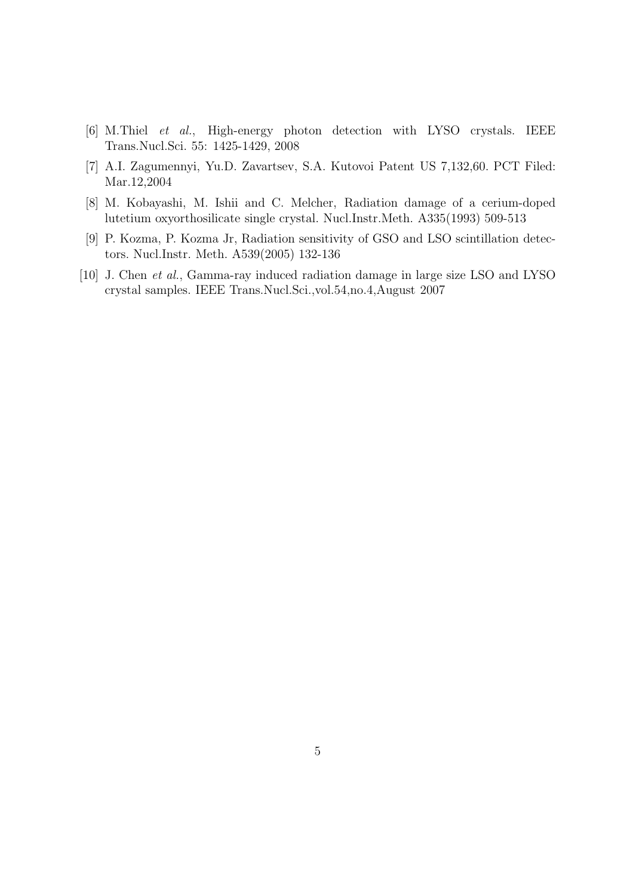[6] M.Thiel *et al.*, High-energy photon detection with LYSO crystals. IEEE Trans.Nucl.Sci. 55: 1425-1429, 2008

[7] A.I. Zagumennyi, Yu.D. Zavartsev, S.A. Kutovoi Patent US 7,132,60. PCT Filed: Mar.12,2004

[8] M. Kobayashi, M. Ishii and C. Melcher, Radiation damage of a cerium-doped lutetium oxyorthosilicate single crystal. Nucl.Instr.Meth. A335(1993) 509-513

[9] P. Kozma, P. Kozma Jr, Radiation sensitivity of GSO and LSO scintillation detectors. Nucl.Instr. Meth. A539(2005) 132-136

[10] J. Chen *et al.*, Gamma-ray induced radiation damage in large size LSO and LYSO crystal samples. IEEE Trans.Nucl.Sci.,vol.54,no.4,August 2007